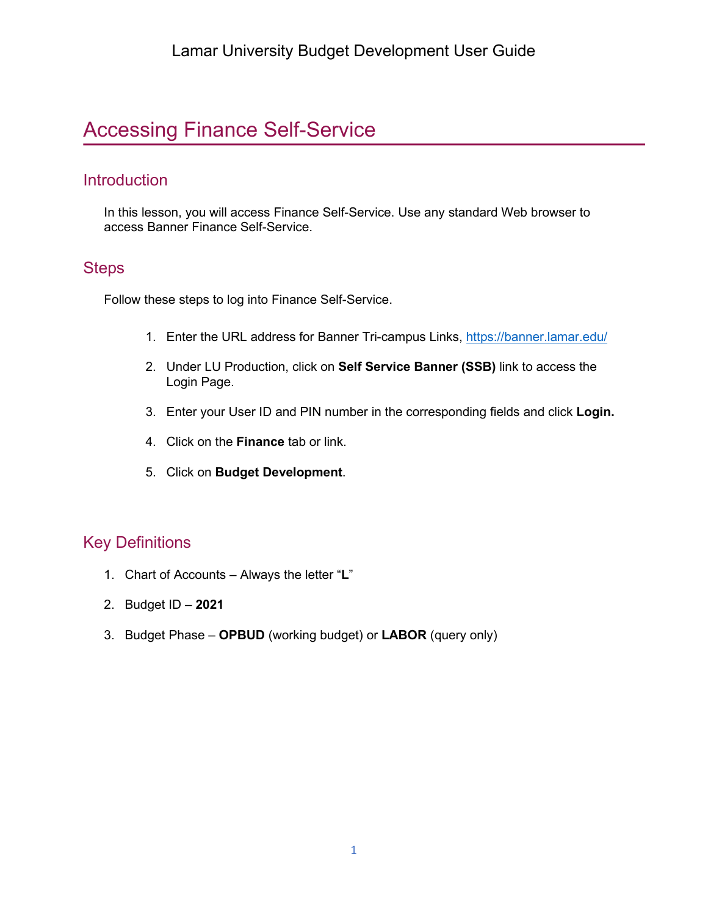# Accessing Finance Self-Service

## Introduction

In this lesson, you will access Finance Self-Service. Use any standard Web browser to access Banner Finance Self-Service.

## Steps

Follow these steps to log into Finance Self-Service.

1. Enter the URL address for Banner Tri-campus Links, https://banner.lamar.edu/
2. Under LU Production, click on **Self Service Banner (SSB)** link to access the Login Page.
3. Enter your User ID and PIN number in the corresponding fields and click **Login.**
4. Click on the **Finance** tab or link.
5. Click on **Budget Development**.

## Key Definitions

1. Chart of Accounts – Always the letter "**L**"
2. Budget ID – **2021**
3. Budget Phase – **OPBUD** (working budget) or **LABOR** (query only)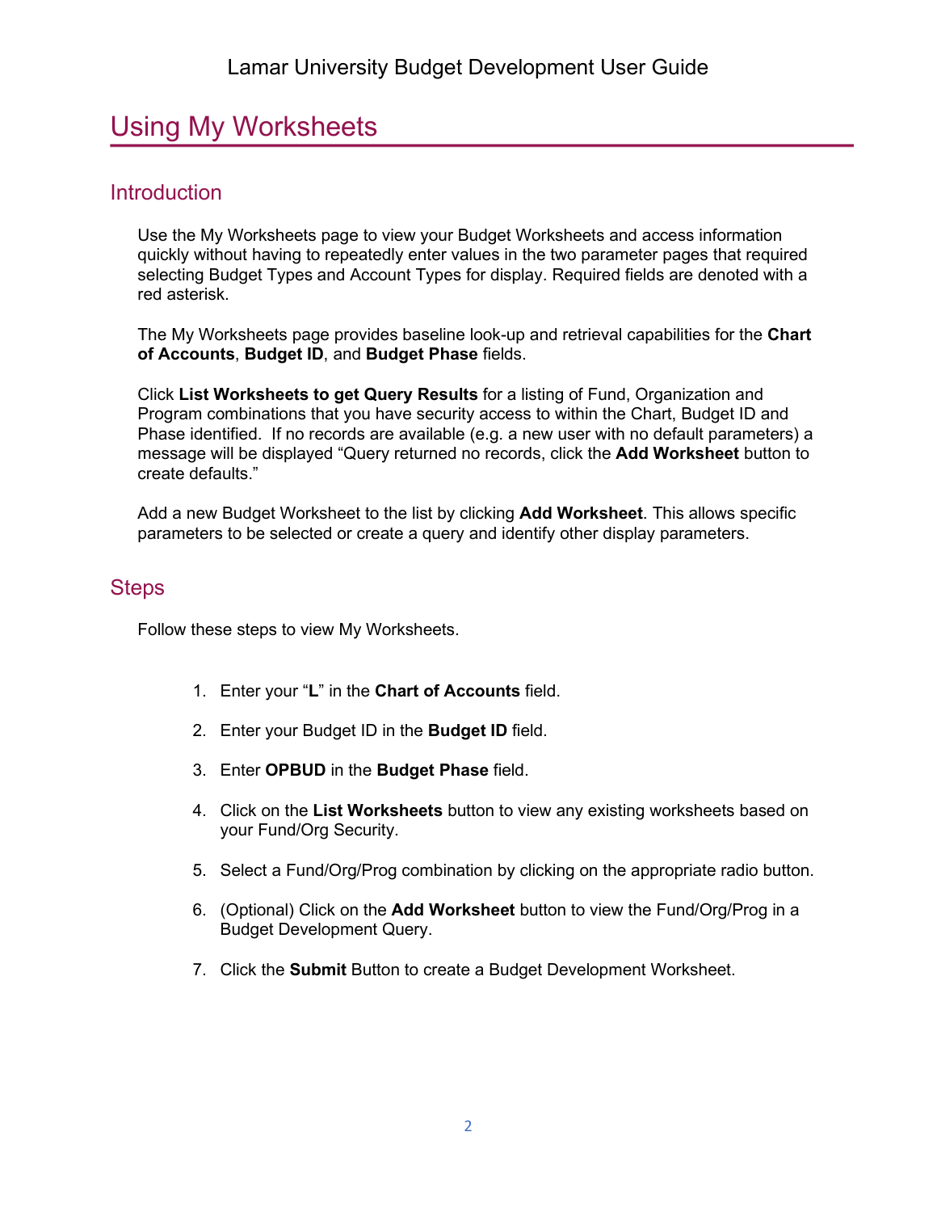# Using My Worksheets

## Introduction

Use the My Worksheets page to view your Budget Worksheets and access information quickly without having to repeatedly enter values in the two parameter pages that required selecting Budget Types and Account Types for display. Required fields are denoted with a red asterisk.

The My Worksheets page provides baseline look-up and retrieval capabilities for the **Chart of Accounts**, **Budget ID**, and **Budget Phase** fields.

Click **List Worksheets to get Query Results** for a listing of Fund, Organization and Program combinations that you have security access to within the Chart, Budget ID and Phase identified. If no records are available (e.g. a new user with no default parameters) a message will be displayed "Query returned no records, click the **Add Worksheet** button to create defaults."

Add a new Budget Worksheet to the list by clicking **Add Worksheet**. This allows specific parameters to be selected or create a query and identify other display parameters.

## Steps

Follow these steps to view My Worksheets.

1. Enter your "**L**" in the **Chart of Accounts** field.
2. Enter your Budget ID in the **Budget ID** field.
3. Enter **OPBUD** in the **Budget Phase** field.
4. Click on the **List Worksheets** button to view any existing worksheets based on your Fund/Org Security.
5. Select a Fund/Org/Prog combination by clicking on the appropriate radio button.
6. (Optional) Click on the **Add Worksheet** button to view the Fund/Org/Prog in a Budget Development Query.
7. Click the **Submit** Button to create a Budget Development Worksheet.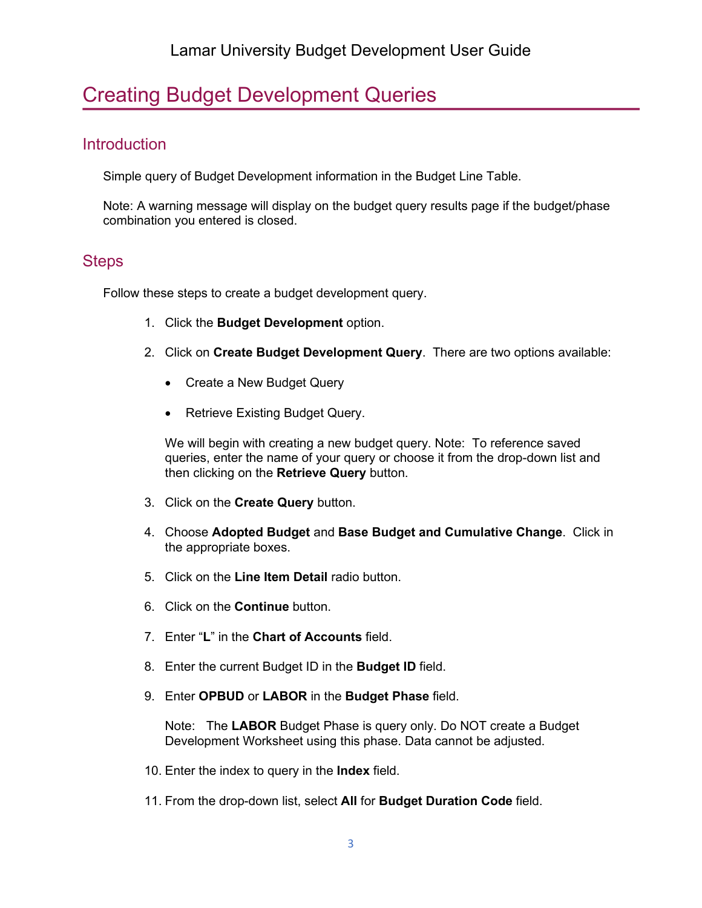# Creating Budget Development Queries

## Introduction

Simple query of Budget Development information in the Budget Line Table.

Note: A warning message will display on the budget query results page if the budget/phase combination you entered is closed.

## Steps

Follow these steps to create a budget development query.

1. Click the **Budget Development** option.

2. Click on **Create Budget Development Query**. There are two options available:

   - Create a New Budget Query

   - Retrieve Existing Budget Query.

   We will begin with creating a new budget query. Note: To reference saved queries, enter the name of your query or choose it from the drop-down list and then clicking on the **Retrieve Query** button.

3. Click on the **Create Query** button.

4. Choose **Adopted Budget** and **Base Budget and Cumulative Change**. Click in the appropriate boxes.

5. Click on the **Line Item Detail** radio button.

6. Click on the **Continue** button.

7. Enter "**L**" in the **Chart of Accounts** field.

8. Enter the current Budget ID in the **Budget ID** field.

9. Enter **OPBUD** or **LABOR** in the **Budget Phase** field.

   Note: The **LABOR** Budget Phase is query only. Do NOT create a Budget Development Worksheet using this phase. Data cannot be adjusted.

10. Enter the index to query in the **Index** field.

11. From the drop-down list, select **All** for **Budget Duration Code** field.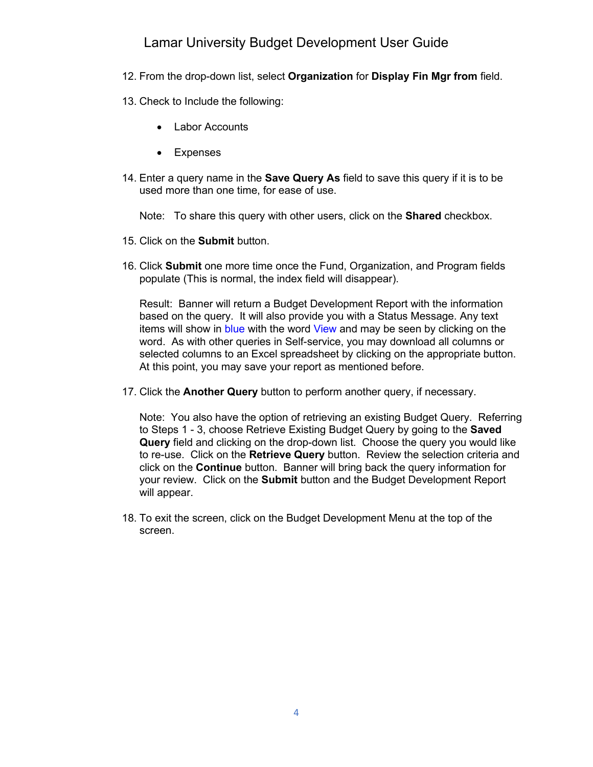12. From the drop-down list, select **Organization** for **Display Fin Mgr from** field.

13. Check to Include the following:

    - Labor Accounts
    - Expenses

14. Enter a query name in the **Save Query As** field to save this query if it is to be used more than one time, for ease of use.

    Note: To share this query with other users, click on the **Shared** checkbox.

15. Click on the **Submit** button.

16. Click **Submit** one more time once the Fund, Organization, and Program fields populate (This is normal, the index field will disappear).

    Result: Banner will return a Budget Development Report with the information based on the query. It will also provide you with a Status Message. Any text items will show in blue with the word View and may be seen by clicking on the word. As with other queries in Self-service, you may download all columns or selected columns to an Excel spreadsheet by clicking on the appropriate button. At this point, you may save your report as mentioned before.

17. Click the **Another Query** button to perform another query, if necessary.

    Note: You also have the option of retrieving an existing Budget Query. Referring to Steps 1 - 3, choose Retrieve Existing Budget Query by going to the **Saved Query** field and clicking on the drop-down list. Choose the query you would like to re-use. Click on the **Retrieve Query** button. Review the selection criteria and click on the **Continue** button. Banner will bring back the query information for your review. Click on the **Submit** button and the Budget Development Report will appear.

18. To exit the screen, click on the Budget Development Menu at the top of the screen.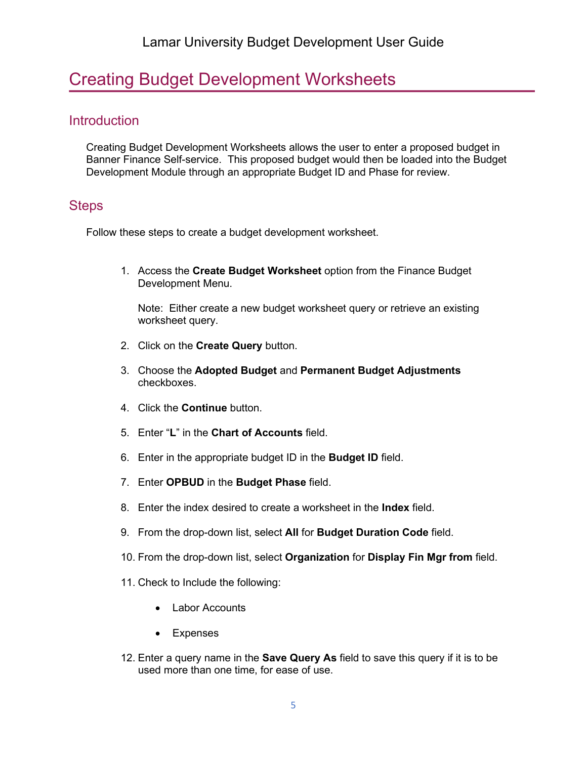# Creating Budget Development Worksheets

## Introduction

Creating Budget Development Worksheets allows the user to enter a proposed budget in Banner Finance Self-service. This proposed budget would then be loaded into the Budget Development Module through an appropriate Budget ID and Phase for review.

## Steps

Follow these steps to create a budget development worksheet.

1. Access the **Create Budget Worksheet** option from the Finance Budget Development Menu.

   Note: Either create a new budget worksheet query or retrieve an existing worksheet query.

2. Click on the **Create Query** button.
3. Choose the **Adopted Budget** and **Permanent Budget Adjustments** checkboxes.
4. Click the **Continue** button.
5. Enter "**L**" in the **Chart of Accounts** field.
6. Enter in the appropriate budget ID in the **Budget ID** field.
7. Enter **OPBUD** in the **Budget Phase** field.
8. Enter the index desired to create a worksheet in the **Index** field.
9. From the drop-down list, select **All** for **Budget Duration Code** field.
10. From the drop-down list, select **Organization** for **Display Fin Mgr from** field.
11. Check to Include the following:
    - Labor Accounts
    - Expenses
12. Enter a query name in the **Save Query As** field to save this query if it is to be used more than one time, for ease of use.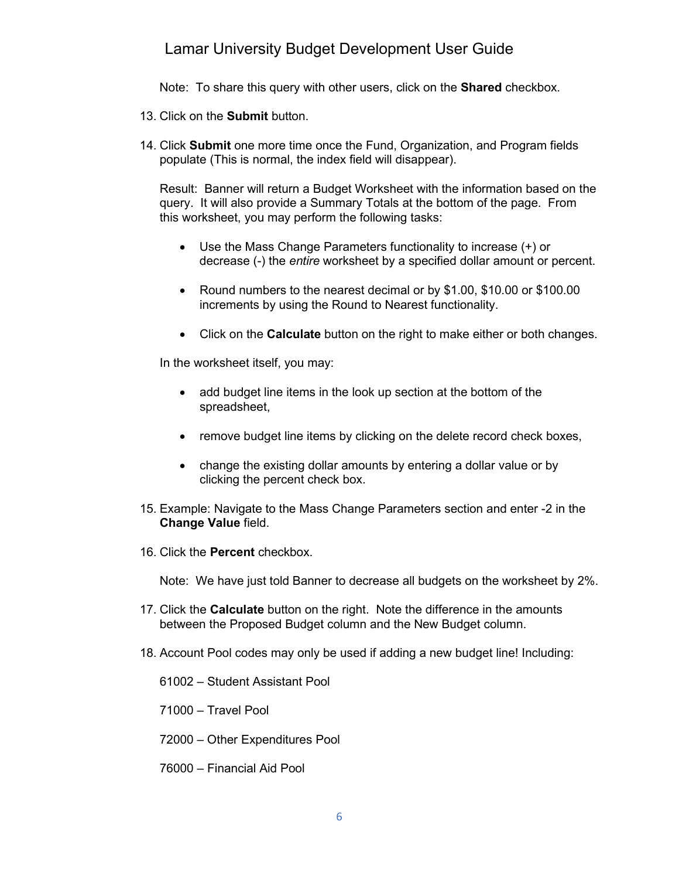Note: To share this query with other users, click on the **Shared** checkbox.

13. Click on the **Submit** button.

14. Click **Submit** one more time once the Fund, Organization, and Program fields populate (This is normal, the index field will disappear).

    Result: Banner will return a Budget Worksheet with the information based on the query. It will also provide a Summary Totals at the bottom of the page. From this worksheet, you may perform the following tasks:

    - Use the Mass Change Parameters functionality to increase (+) or decrease (-) the *entire* worksheet by a specified dollar amount or percent.

    - Round numbers to the nearest decimal or by $1.00, $10.00 or $100.00 increments by using the Round to Nearest functionality.

    - Click on the **Calculate** button on the right to make either or both changes.

    In the worksheet itself, you may:

    - add budget line items in the look up section at the bottom of the spreadsheet,

    - remove budget line items by clicking on the delete record check boxes,

    - change the existing dollar amounts by entering a dollar value or by clicking the percent check box.

15. Example: Navigate to the Mass Change Parameters section and enter -2 in the **Change Value** field.

16. Click the **Percent** checkbox.

    Note: We have just told Banner to decrease all budgets on the worksheet by 2%.

17. Click the **Calculate** button on the right. Note the difference in the amounts between the Proposed Budget column and the New Budget column.

18. Account Pool codes may only be used if adding a new budget line! Including:

    61002 – Student Assistant Pool

    71000 – Travel Pool

    72000 – Other Expenditures Pool

    76000 – Financial Aid Pool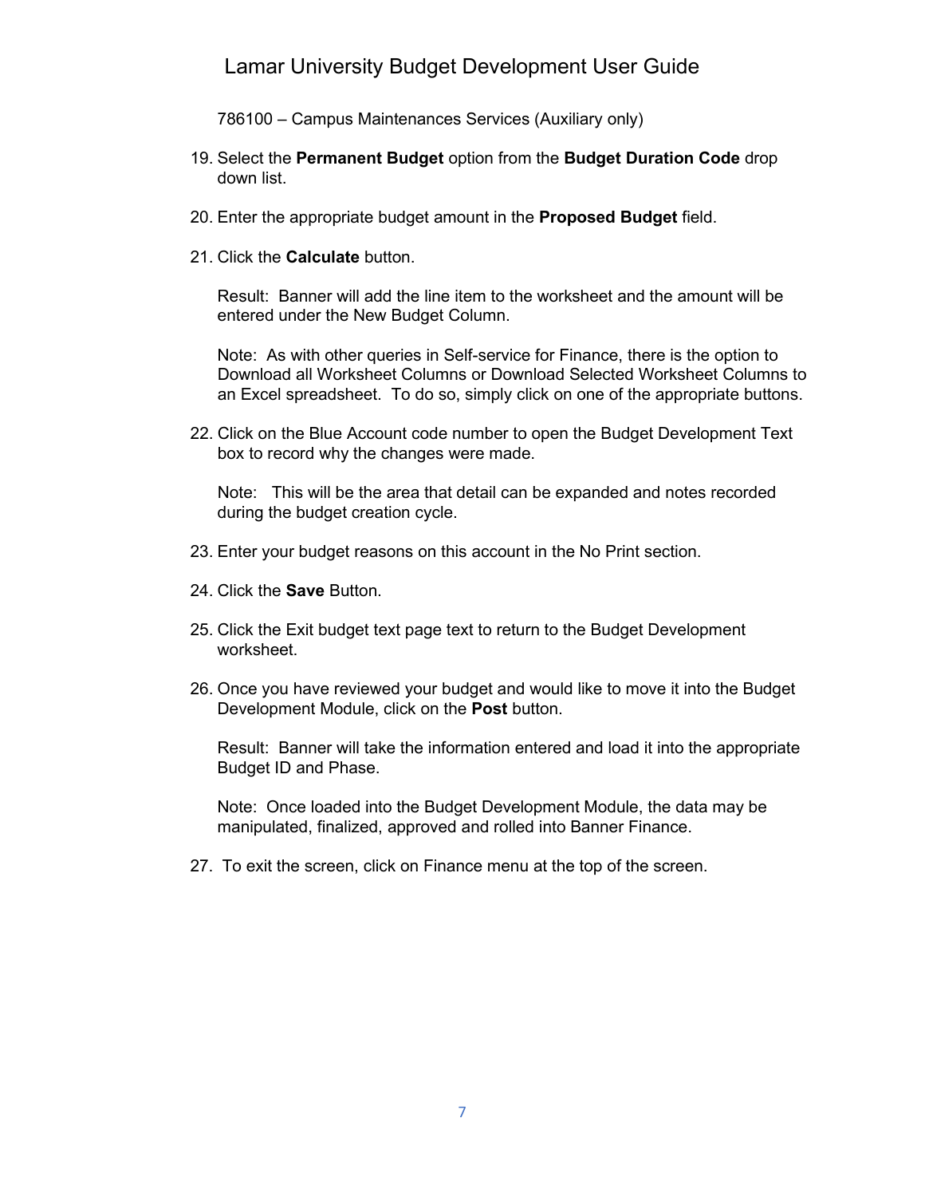786100 – Campus Maintenances Services (Auxiliary only)

19. Select the **Permanent Budget** option from the **Budget Duration Code** drop down list.

20. Enter the appropriate budget amount in the **Proposed Budget** field.

21. Click the **Calculate** button.

    Result: Banner will add the line item to the worksheet and the amount will be entered under the New Budget Column.

    Note: As with other queries in Self-service for Finance, there is the option to Download all Worksheet Columns or Download Selected Worksheet Columns to an Excel spreadsheet. To do so, simply click on one of the appropriate buttons.

22. Click on the Blue Account code number to open the Budget Development Text box to record why the changes were made.

    Note: This will be the area that detail can be expanded and notes recorded during the budget creation cycle.

23. Enter your budget reasons on this account in the No Print section.

24. Click the **Save** Button.

25. Click the Exit budget text page text to return to the Budget Development worksheet.

26. Once you have reviewed your budget and would like to move it into the Budget Development Module, click on the **Post** button.

    Result: Banner will take the information entered and load it into the appropriate Budget ID and Phase.

    Note: Once loaded into the Budget Development Module, the data may be manipulated, finalized, approved and rolled into Banner Finance.

27. To exit the screen, click on Finance menu at the top of the screen.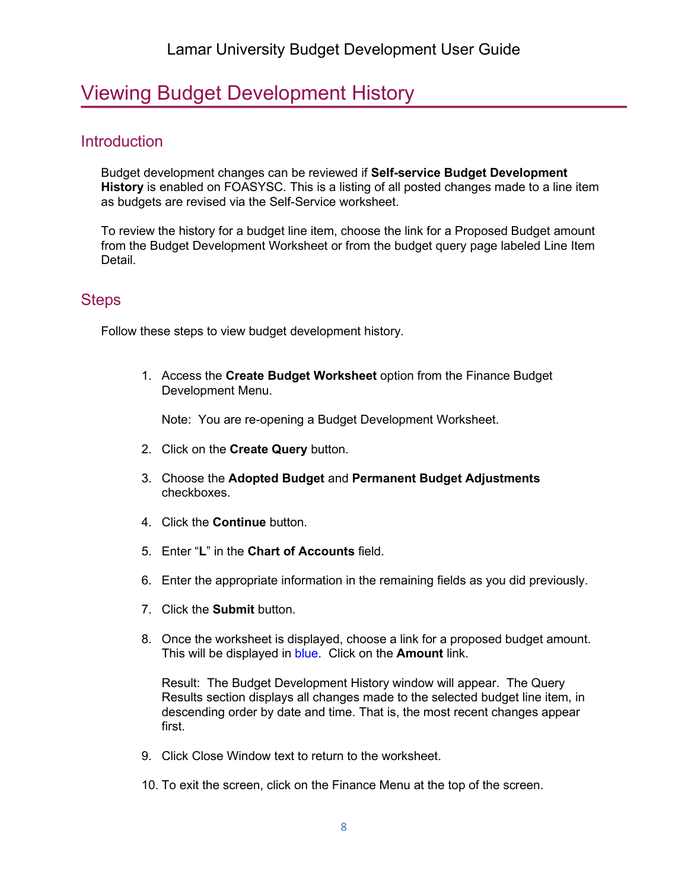# Viewing Budget Development History

## Introduction

Budget development changes can be reviewed if **Self-service Budget Development History** is enabled on FOASYSC. This is a listing of all posted changes made to a line item as budgets are revised via the Self-Service worksheet.

To review the history for a budget line item, choose the link for a Proposed Budget amount from the Budget Development Worksheet or from the budget query page labeled Line Item Detail.

## Steps

Follow these steps to view budget development history.

1. Access the **Create Budget Worksheet** option from the Finance Budget Development Menu.

   Note: You are re-opening a Budget Development Worksheet.

2. Click on the **Create Query** button.

3. Choose the **Adopted Budget** and **Permanent Budget Adjustments** checkboxes.

4. Click the **Continue** button.

5. Enter "**L**" in the **Chart of Accounts** field.

6. Enter the appropriate information in the remaining fields as you did previously.

7. Click the **Submit** button.

8. Once the worksheet is displayed, choose a link for a proposed budget amount. This will be displayed in blue. Click on the **Amount** link.

   Result: The Budget Development History window will appear. The Query Results section displays all changes made to the selected budget line item, in descending order by date and time. That is, the most recent changes appear first.

9. Click Close Window text to return to the worksheet.

10. To exit the screen, click on the Finance Menu at the top of the screen.